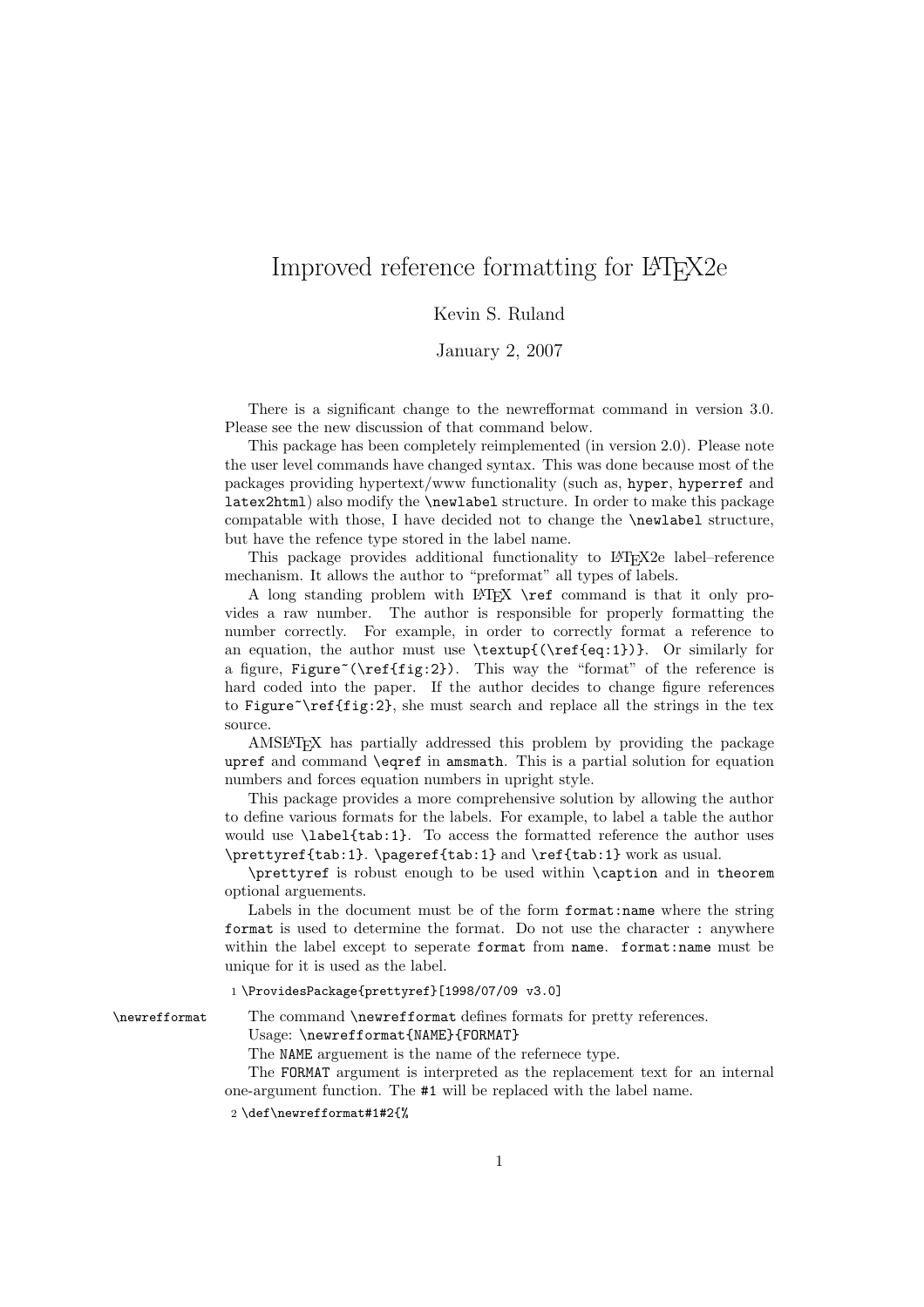# Improved reference formatting for LaTeX2e

Kevin S. Ruland

January 2, 2007

There is a significant change to the newrefformat command in version 3.0. Please see the new discussion of that command below.

This package has been completely reimplemented (in version 2.0). Please note the user level commands have changed syntax. This was done because most of the packages providing hypertext/www functionality (such as, `hyper`, `hyperref` and `latex2html`) also modify the `\newlabel` structure. In order to make this package compatable with those, I have decided not to change the `\newlabel` structure, but have the refence type stored in the label name.

This package provides additional functionality to LaTeX2e label–reference mechanism. It allows the author to "preformat" all types of labels.

A long standing problem with LaTeX `\ref` command is that it only provides a raw number. The author is responsible for properly formatting the number correctly. For example, in order to correctly format a reference to an equation, the author must use `\textup{(\ref{eq:1})}`. Or similarly for a figure, `Figure~(\ref{fig:2})`. This way the "format" of the reference is hard coded into the paper. If the author decides to change figure references to `Figure~\ref{fig:2}`, she must search and replace all the strings in the tex source.

AMSLaTeX has partially addressed this problem by providing the package `upref` and command `\eqref` in `amsmath`. This is a partial solution for equation numbers and forces equation numbers in upright style.

This package provides a more comprehensive solution by allowing the author to define various formats for the labels. For example, to label a table the author would use `\label{tab:1}`. To access the formatted reference the author uses `\prettyref{tab:1}`. `\pageref{tab:1}` and `\ref{tab:1}` work as usual.

`\prettyref` is robust enough to be used within `\caption` and in `theorem` optional arguements.

Labels in the document must be of the form `format:name` where the string `format` is used to determine the format. Do not use the character `:` anywhere within the label except to seperate `format` from `name`. `format:name` must be unique for it is used as the label.

```
1 \ProvidesPackage{prettyref}[1998/07/09 v3.0]
```

`\newrefformat` The command `\newrefformat` defines formats for pretty references.

Usage: `\newrefformat{NAME}{FORMAT}`

The `NAME` arguement is the name of the refernece type.

The `FORMAT` argument is interpreted as the replacement text for an internal one-argument function. The `#1` will be replaced with the label name.

```
2 \def\newrefformat#1#2{%
```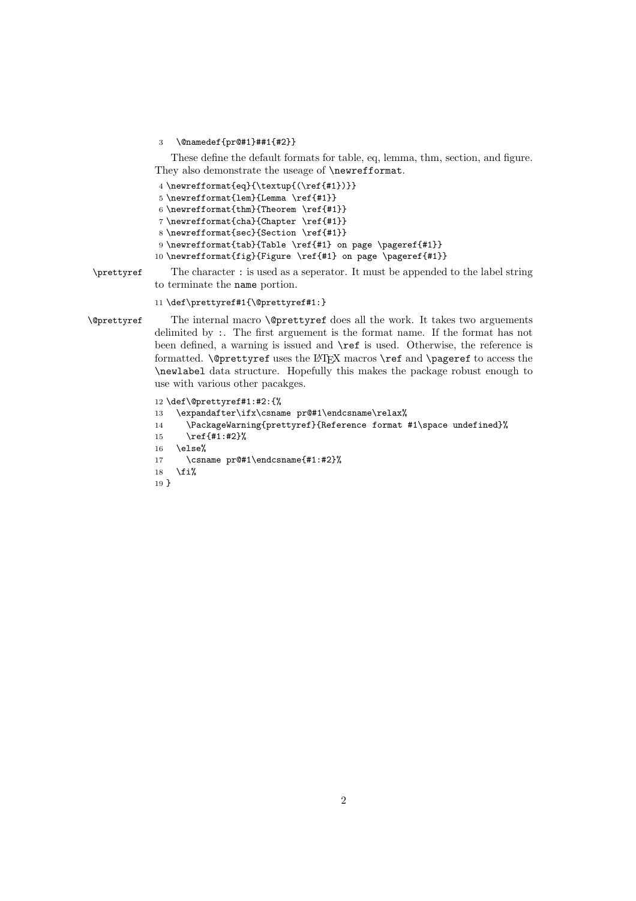```
3   \@namedef{pr@#1}##1{#2}}
```

These define the default formats for table, eq, lemma, thm, section, and figure. They also demonstrate the useage of `\newrefformat`.

```
4 \newrefformat{eq}{\textup{(\ref{#1})}}
5 \newrefformat{lem}{Lemma \ref{#1}}
6 \newrefformat{thm}{Theorem \ref{#1}}
7 \newrefformat{cha}{Chapter \ref{#1}}
8 \newrefformat{sec}{Section \ref{#1}}
9 \newrefformat{tab}{Table \ref{#1} on page \pageref{#1}}
10 \newrefformat{fig}{Figure \ref{#1} on page \pageref{#1}}
```

`\prettyref` The character `:` is used as a seperator. It must be appended to the label string to terminate the `name` portion.

```
11 \def\prettyref#1{\@prettyref#1:}
```

`\@prettyref` The internal macro `\@prettyref` does all the work. It takes two arguements delimited by `:`. The first arguement is the format name. If the format has not been defined, a warning is issued and `\ref` is used. Otherwise, the reference is formatted. `\@prettyref` uses the LaTeX macros `\ref` and `\pageref` to access the `\newlabel` data structure. Hopefully this makes the package robust enough to use with various other pacakges.

```
12 \def\@prettyref#1:#2:{%
13   \expandafter\ifx\csname pr@#1\endcsname\relax%
14     \PackageWarning{prettyref}{Reference format #1\space undefined}%
15     \ref{#1:#2}%
16   \else%
17     \csname pr@#1\endcsname{#1:#2}%
18   \fi%
19 }
```